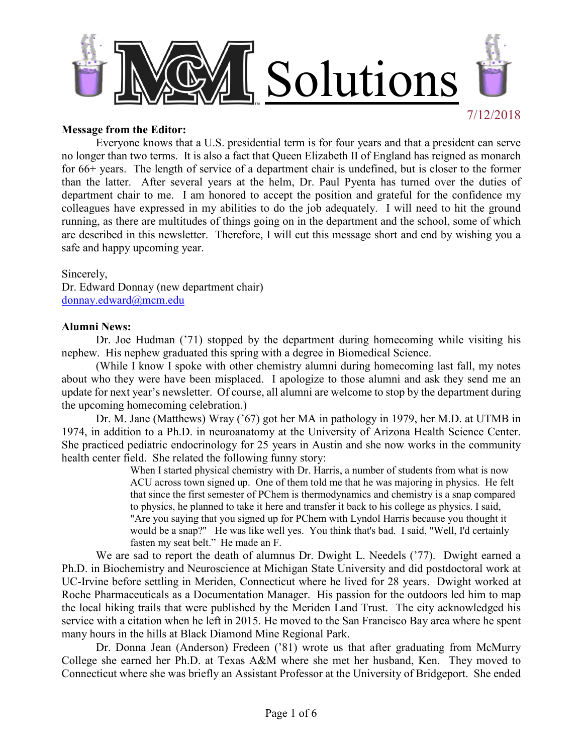# MCM Solutions

7/12/2018

**Message from the Editor:**

Everyone knows that a U.S. presidential term is for four years and that a president can serve no longer than two terms. It is also a fact that Queen Elizabeth II of England has reigned as monarch for 66+ years. The length of service of a department chair is undefined, but is closer to the former than the latter. After several years at the helm, Dr. Paul Pyenta has turned over the duties of department chair to me. I am honored to accept the position and grateful for the confidence my colleagues have expressed in my abilities to do the job adequately. I will need to hit the ground running, as there are multitudes of things going on in the department and the school, some of which are described in this newsletter. Therefore, I will cut this message short and end by wishing you a safe and happy upcoming year.

Sincerely,
Dr. Edward Donnay (new department chair)
donnay.edward@mcm.edu

**Alumni News:**

Dr. Joe Hudman ('71) stopped by the department during homecoming while visiting his nephew. His nephew graduated this spring with a degree in Biomedical Science.

(While I know I spoke with other chemistry alumni during homecoming last fall, my notes about who they were have been misplaced. I apologize to those alumni and ask they send me an update for next year's newsletter. Of course, all alumni are welcome to stop by the department during the upcoming homecoming celebration.)

Dr. M. Jane (Matthews) Wray ('67) got her MA in pathology in 1979, her M.D. at UTMB in 1974, in addition to a Ph.D. in neuroanatomy at the University of Arizona Health Science Center. She practiced pediatric endocrinology for 25 years in Austin and she now works in the community health center field. She related the following funny story:

> When I started physical chemistry with Dr. Harris, a number of students from what is now ACU across town signed up. One of them told me that he was majoring in physics. He felt that since the first semester of PChem is thermodynamics and chemistry is a snap compared to physics, he planned to take it here and transfer it back to his college as physics. I said, "Are you saying that you signed up for PChem with Lyndol Harris because you thought it would be a snap?" He was like well yes. You think that's bad. I said, "Well, I'd certainly fasten my seat belt." He made an F.

We are sad to report the death of alumnus Dr. Dwight L. Needels ('77). Dwight earned a Ph.D. in Biochemistry and Neuroscience at Michigan State University and did postdoctoral work at UC-Irvine before settling in Meriden, Connecticut where he lived for 28 years. Dwight worked at Roche Pharmaceuticals as a Documentation Manager. His passion for the outdoors led him to map the local hiking trails that were published by the Meriden Land Trust. The city acknowledged his service with a citation when he left in 2015. He moved to the San Francisco Bay area where he spent many hours in the hills at Black Diamond Mine Regional Park.

Dr. Donna Jean (Anderson) Fredeen ('81) wrote us that after graduating from McMurry College she earned her Ph.D. at Texas A&M where she met her husband, Ken. They moved to Connecticut where she was briefly an Assistant Professor at the University of Bridgeport. She ended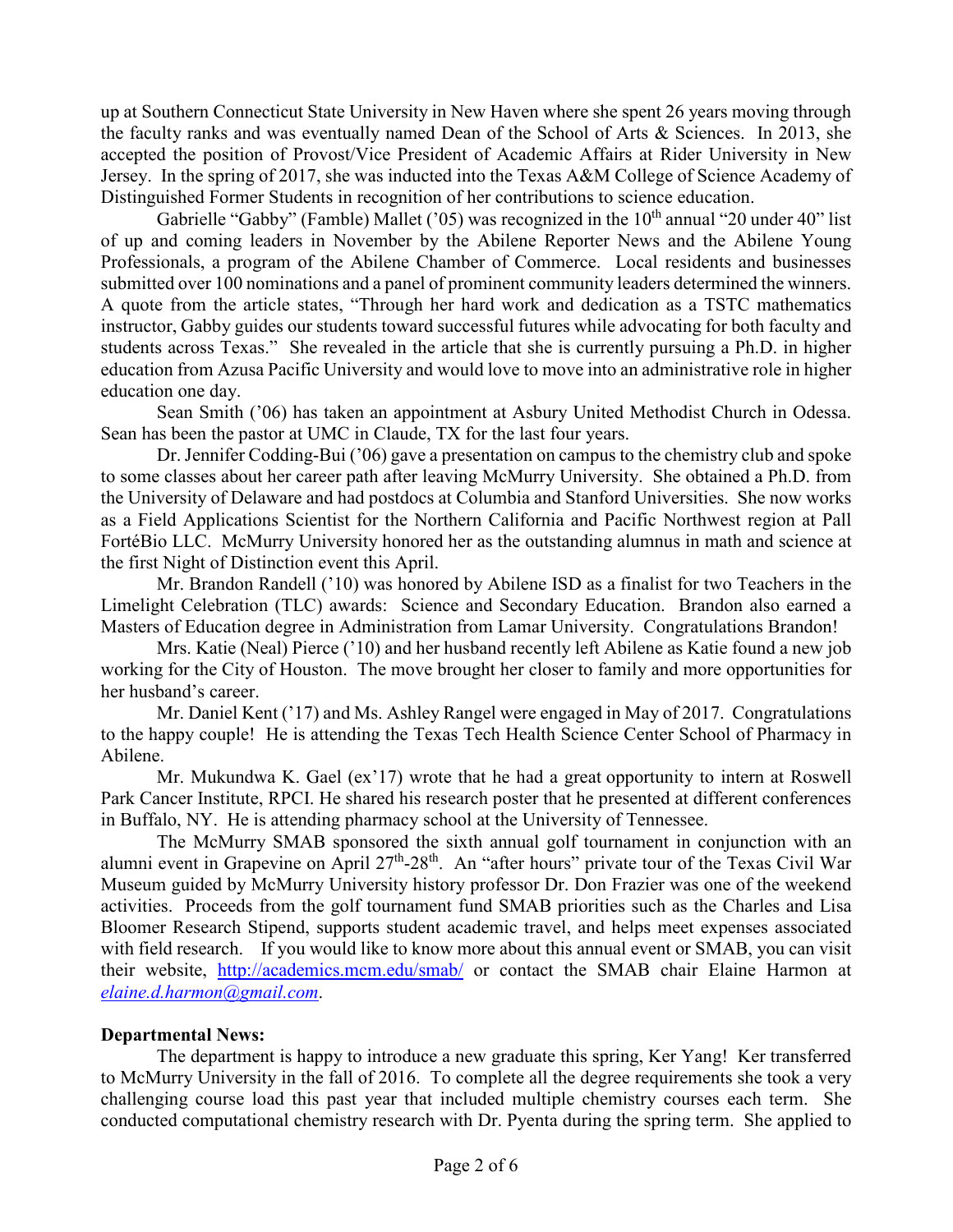up at Southern Connecticut State University in New Haven where she spent 26 years moving through the faculty ranks and was eventually named Dean of the School of Arts & Sciences. In 2013, she accepted the position of Provost/Vice President of Academic Affairs at Rider University in New Jersey. In the spring of 2017, she was inducted into the Texas A&M College of Science Academy of Distinguished Former Students in recognition of her contributions to science education.

Gabrielle "Gabby" (Famble) Mallet ('05) was recognized in the 10th annual "20 under 40" list of up and coming leaders in November by the Abilene Reporter News and the Abilene Young Professionals, a program of the Abilene Chamber of Commerce. Local residents and businesses submitted over 100 nominations and a panel of prominent community leaders determined the winners. A quote from the article states, "Through her hard work and dedication as a TSTC mathematics instructor, Gabby guides our students toward successful futures while advocating for both faculty and students across Texas." She revealed in the article that she is currently pursuing a Ph.D. in higher education from Azusa Pacific University and would love to move into an administrative role in higher education one day.

Sean Smith ('06) has taken an appointment at Asbury United Methodist Church in Odessa. Sean has been the pastor at UMC in Claude, TX for the last four years.

Dr. Jennifer Codding-Bui ('06) gave a presentation on campus to the chemistry club and spoke to some classes about her career path after leaving McMurry University. She obtained a Ph.D. from the University of Delaware and had postdocs at Columbia and Stanford Universities. She now works as a Field Applications Scientist for the Northern California and Pacific Northwest region at Pall FortéBio LLC. McMurry University honored her as the outstanding alumnus in math and science at the first Night of Distinction event this April.

Mr. Brandon Randell ('10) was honored by Abilene ISD as a finalist for two Teachers in the Limelight Celebration (TLC) awards: Science and Secondary Education. Brandon also earned a Masters of Education degree in Administration from Lamar University. Congratulations Brandon!

Mrs. Katie (Neal) Pierce ('10) and her husband recently left Abilene as Katie found a new job working for the City of Houston. The move brought her closer to family and more opportunities for her husband's career.

Mr. Daniel Kent ('17) and Ms. Ashley Rangel were engaged in May of 2017. Congratulations to the happy couple! He is attending the Texas Tech Health Science Center School of Pharmacy in Abilene.

Mr. Mukundwa K. Gael (ex'17) wrote that he had a great opportunity to intern at Roswell Park Cancer Institute, RPCI. He shared his research poster that he presented at different conferences in Buffalo, NY. He is attending pharmacy school at the University of Tennessee.

The McMurry SMAB sponsored the sixth annual golf tournament in conjunction with an alumni event in Grapevine on April 27th-28th. An "after hours" private tour of the Texas Civil War Museum guided by McMurry University history professor Dr. Don Frazier was one of the weekend activities. Proceeds from the golf tournament fund SMAB priorities such as the Charles and Lisa Bloomer Research Stipend, supports student academic travel, and helps meet expenses associated with field research. If you would like to know more about this annual event or SMAB, you can visit their website, http://academics.mcm.edu/smab/ or contact the SMAB chair Elaine Harmon at *elaine.d.harmon@gmail.com*.

**Departmental News:**

The department is happy to introduce a new graduate this spring, Ker Yang! Ker transferred to McMurry University in the fall of 2016. To complete all the degree requirements she took a very challenging course load this past year that included multiple chemistry courses each term. She conducted computational chemistry research with Dr. Pyenta during the spring term. She applied to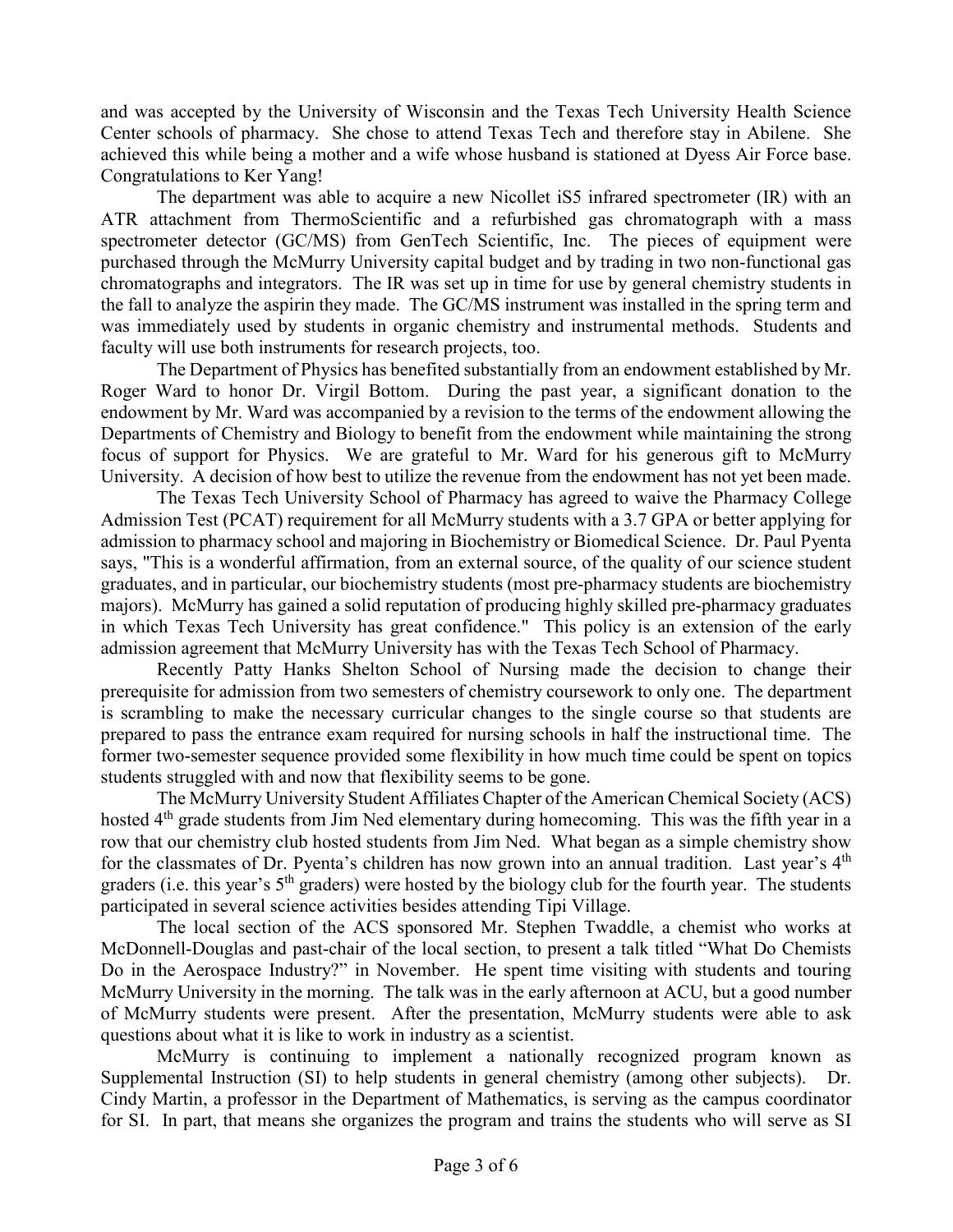and was accepted by the University of Wisconsin and the Texas Tech University Health Science Center schools of pharmacy. She chose to attend Texas Tech and therefore stay in Abilene. She achieved this while being a mother and a wife whose husband is stationed at Dyess Air Force base. Congratulations to Ker Yang!

The department was able to acquire a new Nicollet iS5 infrared spectrometer (IR) with an ATR attachment from ThermoScientific and a refurbished gas chromatograph with a mass spectrometer detector (GC/MS) from GenTech Scientific, Inc. The pieces of equipment were purchased through the McMurry University capital budget and by trading in two non-functional gas chromatographs and integrators. The IR was set up in time for use by general chemistry students in the fall to analyze the aspirin they made. The GC/MS instrument was installed in the spring term and was immediately used by students in organic chemistry and instrumental methods. Students and faculty will use both instruments for research projects, too.

The Department of Physics has benefited substantially from an endowment established by Mr. Roger Ward to honor Dr. Virgil Bottom. During the past year, a significant donation to the endowment by Mr. Ward was accompanied by a revision to the terms of the endowment allowing the Departments of Chemistry and Biology to benefit from the endowment while maintaining the strong focus of support for Physics. We are grateful to Mr. Ward for his generous gift to McMurry University. A decision of how best to utilize the revenue from the endowment has not yet been made.

The Texas Tech University School of Pharmacy has agreed to waive the Pharmacy College Admission Test (PCAT) requirement for all McMurry students with a 3.7 GPA or better applying for admission to pharmacy school and majoring in Biochemistry or Biomedical Science. Dr. Paul Pyenta says, "This is a wonderful affirmation, from an external source, of the quality of our science student graduates, and in particular, our biochemistry students (most pre-pharmacy students are biochemistry majors). McMurry has gained a solid reputation of producing highly skilled pre-pharmacy graduates in which Texas Tech University has great confidence." This policy is an extension of the early admission agreement that McMurry University has with the Texas Tech School of Pharmacy.

Recently Patty Hanks Shelton School of Nursing made the decision to change their prerequisite for admission from two semesters of chemistry coursework to only one. The department is scrambling to make the necessary curricular changes to the single course so that students are prepared to pass the entrance exam required for nursing schools in half the instructional time. The former two-semester sequence provided some flexibility in how much time could be spent on topics students struggled with and now that flexibility seems to be gone.

The McMurry University Student Affiliates Chapter of the American Chemical Society (ACS) hosted 4th grade students from Jim Ned elementary during homecoming. This was the fifth year in a row that our chemistry club hosted students from Jim Ned. What began as a simple chemistry show for the classmates of Dr. Pyenta's children has now grown into an annual tradition. Last year's 4th graders (i.e. this year's 5th graders) were hosted by the biology club for the fourth year. The students participated in several science activities besides attending Tipi Village.

The local section of the ACS sponsored Mr. Stephen Twaddle, a chemist who works at McDonnell-Douglas and past-chair of the local section, to present a talk titled "What Do Chemists Do in the Aerospace Industry?" in November. He spent time visiting with students and touring McMurry University in the morning. The talk was in the early afternoon at ACU, but a good number of McMurry students were present. After the presentation, McMurry students were able to ask questions about what it is like to work in industry as a scientist.

McMurry is continuing to implement a nationally recognized program known as Supplemental Instruction (SI) to help students in general chemistry (among other subjects). Dr. Cindy Martin, a professor in the Department of Mathematics, is serving as the campus coordinator for SI. In part, that means she organizes the program and trains the students who will serve as SI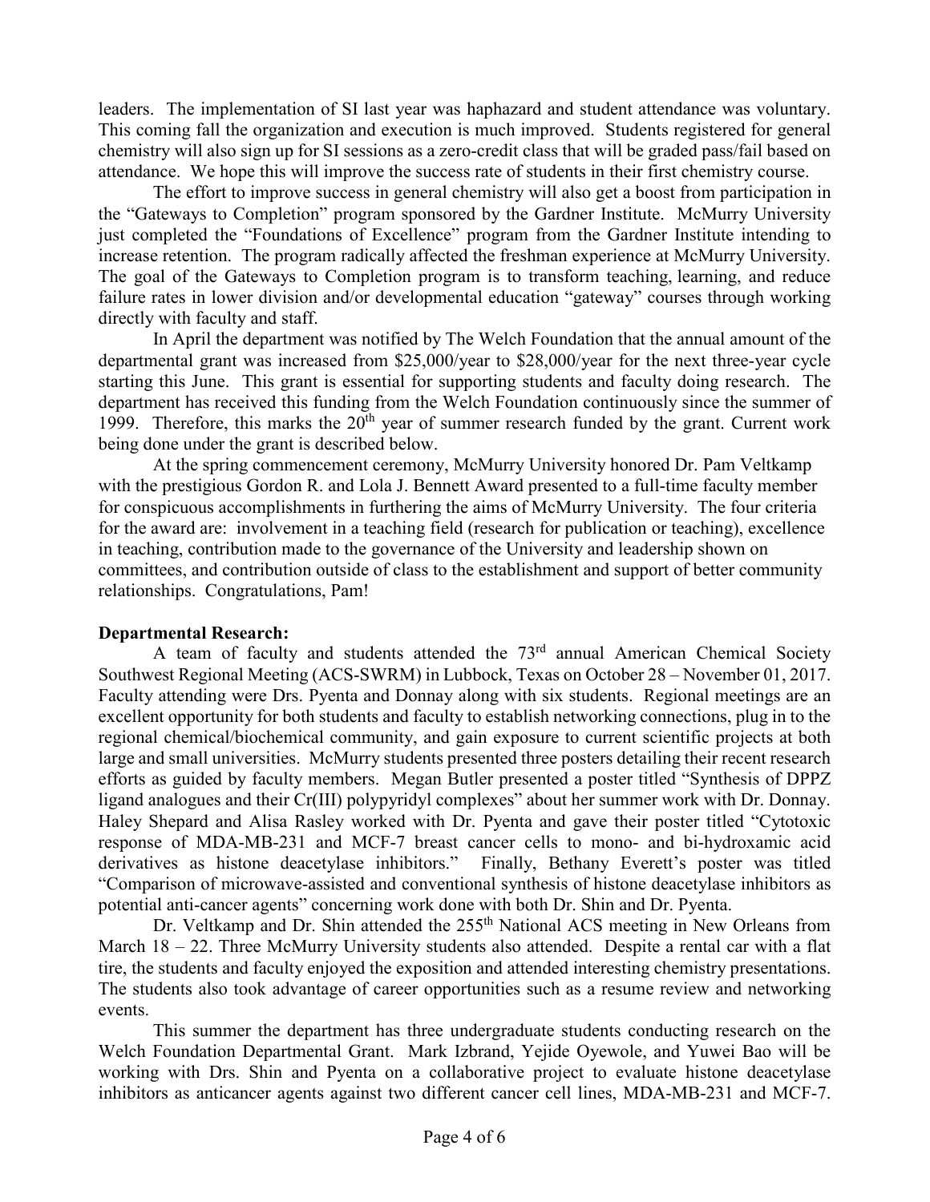leaders. The implementation of SI last year was haphazard and student attendance was voluntary. This coming fall the organization and execution is much improved. Students registered for general chemistry will also sign up for SI sessions as a zero-credit class that will be graded pass/fail based on attendance. We hope this will improve the success rate of students in their first chemistry course.

The effort to improve success in general chemistry will also get a boost from participation in the "Gateways to Completion" program sponsored by the Gardner Institute. McMurry University just completed the "Foundations of Excellence" program from the Gardner Institute intending to increase retention. The program radically affected the freshman experience at McMurry University. The goal of the Gateways to Completion program is to transform teaching, learning, and reduce failure rates in lower division and/or developmental education "gateway" courses through working directly with faculty and staff.

In April the department was notified by The Welch Foundation that the annual amount of the departmental grant was increased from $25,000/year to $28,000/year for the next three-year cycle starting this June. This grant is essential for supporting students and faculty doing research. The department has received this funding from the Welch Foundation continuously since the summer of 1999. Therefore, this marks the 20th year of summer research funded by the grant. Current work being done under the grant is described below.

At the spring commencement ceremony, McMurry University honored Dr. Pam Veltkamp with the prestigious Gordon R. and Lola J. Bennett Award presented to a full-time faculty member for conspicuous accomplishments in furthering the aims of McMurry University. The four criteria for the award are: involvement in a teaching field (research for publication or teaching), excellence in teaching, contribution made to the governance of the University and leadership shown on committees, and contribution outside of class to the establishment and support of better community relationships. Congratulations, Pam!

**Departmental Research:**

A team of faculty and students attended the 73rd annual American Chemical Society Southwest Regional Meeting (ACS-SWRM) in Lubbock, Texas on October 28 – November 01, 2017. Faculty attending were Drs. Pyenta and Donnay along with six students. Regional meetings are an excellent opportunity for both students and faculty to establish networking connections, plug in to the regional chemical/biochemical community, and gain exposure to current scientific projects at both large and small universities. McMurry students presented three posters detailing their recent research efforts as guided by faculty members. Megan Butler presented a poster titled "Synthesis of DPPZ ligand analogues and their Cr(III) polypyridyl complexes" about her summer work with Dr. Donnay. Haley Shepard and Alisa Rasley worked with Dr. Pyenta and gave their poster titled "Cytotoxic response of MDA-MB-231 and MCF-7 breast cancer cells to mono- and bi-hydroxamic acid derivatives as histone deacetylase inhibitors." Finally, Bethany Everett's poster was titled "Comparison of microwave-assisted and conventional synthesis of histone deacetylase inhibitors as potential anti-cancer agents" concerning work done with both Dr. Shin and Dr. Pyenta.

Dr. Veltkamp and Dr. Shin attended the 255th National ACS meeting in New Orleans from March 18 – 22. Three McMurry University students also attended. Despite a rental car with a flat tire, the students and faculty enjoyed the exposition and attended interesting chemistry presentations. The students also took advantage of career opportunities such as a resume review and networking events.

This summer the department has three undergraduate students conducting research on the Welch Foundation Departmental Grant. Mark Izbrand, Yejide Oyewole, and Yuwei Bao will be working with Drs. Shin and Pyenta on a collaborative project to evaluate histone deacetylase inhibitors as anticancer agents against two different cancer cell lines, MDA-MB-231 and MCF-7.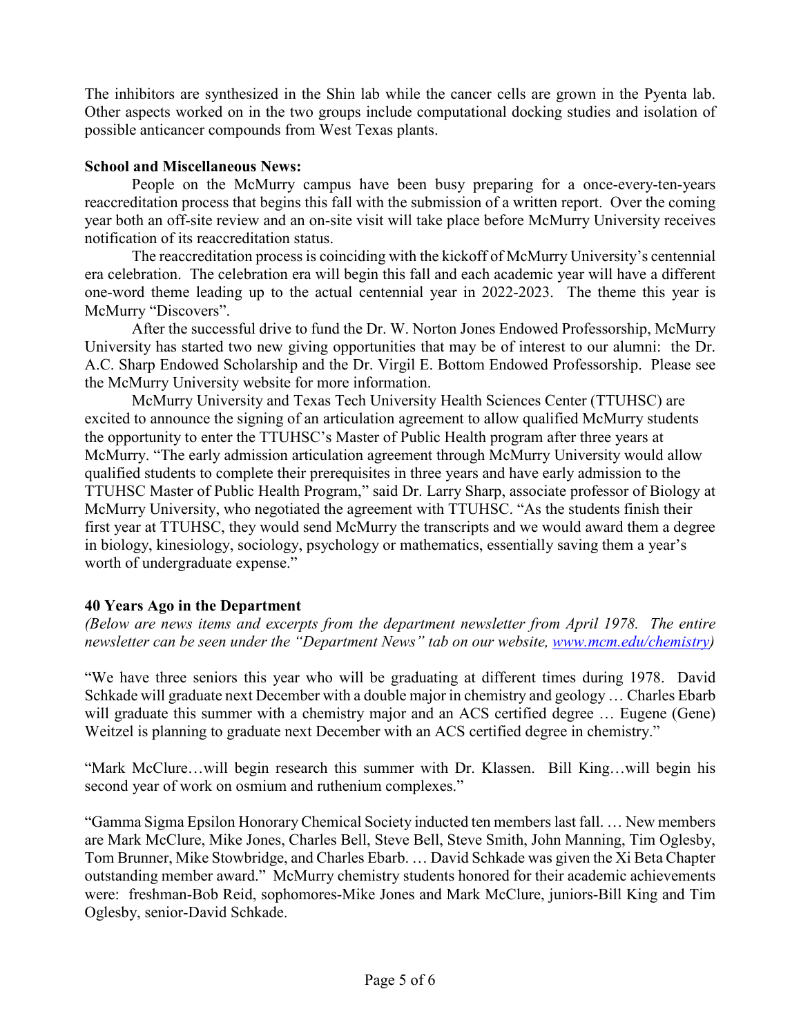The inhibitors are synthesized in the Shin lab while the cancer cells are grown in the Pyenta lab. Other aspects worked on in the two groups include computational docking studies and isolation of possible anticancer compounds from West Texas plants.

**School and Miscellaneous News:**

People on the McMurry campus have been busy preparing for a once-every-ten-years reaccreditation process that begins this fall with the submission of a written report. Over the coming year both an off-site review and an on-site visit will take place before McMurry University receives notification of its reaccreditation status.

The reaccreditation process is coinciding with the kickoff of McMurry University's centennial era celebration. The celebration era will begin this fall and each academic year will have a different one-word theme leading up to the actual centennial year in 2022-2023. The theme this year is McMurry "Discovers".

After the successful drive to fund the Dr. W. Norton Jones Endowed Professorship, McMurry University has started two new giving opportunities that may be of interest to our alumni: the Dr. A.C. Sharp Endowed Scholarship and the Dr. Virgil E. Bottom Endowed Professorship. Please see the McMurry University website for more information.

McMurry University and Texas Tech University Health Sciences Center (TTUHSC) are excited to announce the signing of an articulation agreement to allow qualified McMurry students the opportunity to enter the TTUHSC's Master of Public Health program after three years at McMurry. "The early admission articulation agreement through McMurry University would allow qualified students to complete their prerequisites in three years and have early admission to the TTUHSC Master of Public Health Program," said Dr. Larry Sharp, associate professor of Biology at McMurry University, who negotiated the agreement with TTUHSC. "As the students finish their first year at TTUHSC, they would send McMurry the transcripts and we would award them a degree in biology, kinesiology, sociology, psychology or mathematics, essentially saving them a year's worth of undergraduate expense."

**40 Years Ago in the Department**

*(Below are news items and excerpts from the department newsletter from April 1978. The entire newsletter can be seen under the "Department News" tab on our website, [www.mcm.edu/chemistry](http://www.mcm.edu/chemistry))*

"We have three seniors this year who will be graduating at different times during 1978. David Schkade will graduate next December with a double major in chemistry and geology … Charles Ebarb will graduate this summer with a chemistry major and an ACS certified degree … Eugene (Gene) Weitzel is planning to graduate next December with an ACS certified degree in chemistry."

"Mark McClure…will begin research this summer with Dr. Klassen. Bill King…will begin his second year of work on osmium and ruthenium complexes."

"Gamma Sigma Epsilon Honorary Chemical Society inducted ten members last fall. … New members are Mark McClure, Mike Jones, Charles Bell, Steve Bell, Steve Smith, John Manning, Tim Oglesby, Tom Brunner, Mike Stowbridge, and Charles Ebarb. … David Schkade was given the Xi Beta Chapter outstanding member award." McMurry chemistry students honored for their academic achievements were: freshman-Bob Reid, sophomores-Mike Jones and Mark McClure, juniors-Bill King and Tim Oglesby, senior-David Schkade.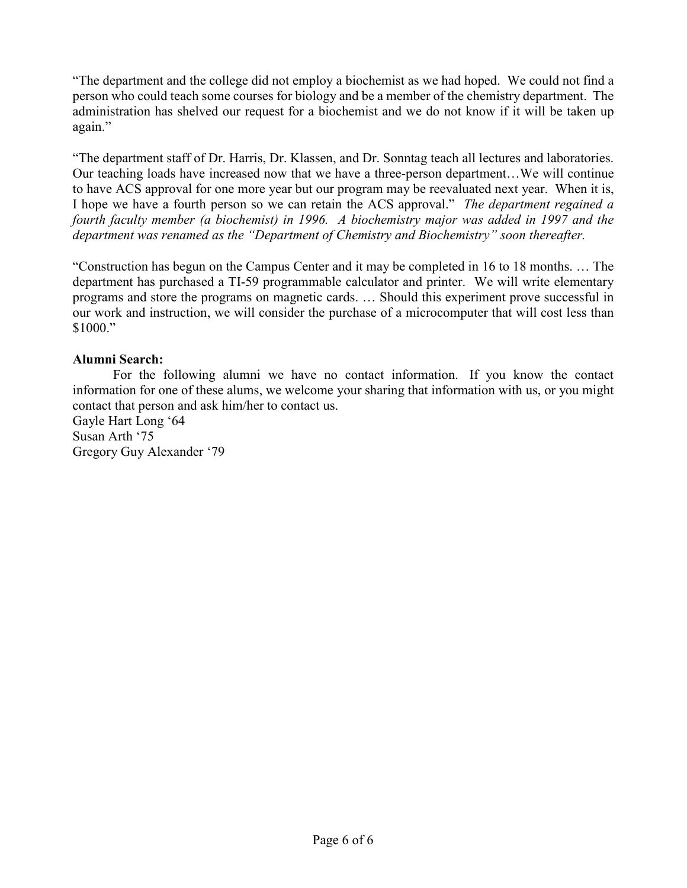"The department and the college did not employ a biochemist as we had hoped. We could not find a person who could teach some courses for biology and be a member of the chemistry department. The administration has shelved our request for a biochemist and we do not know if it will be taken up again."

"The department staff of Dr. Harris, Dr. Klassen, and Dr. Sonntag teach all lectures and laboratories. Our teaching loads have increased now that we have a three-person department…We will continue to have ACS approval for one more year but our program may be reevaluated next year. When it is, I hope we have a fourth person so we can retain the ACS approval." *The department regained a fourth faculty member (a biochemist) in 1996. A biochemistry major was added in 1997 and the department was renamed as the "Department of Chemistry and Biochemistry" soon thereafter.*

"Construction has begun on the Campus Center and it may be completed in 16 to 18 months. … The department has purchased a TI-59 programmable calculator and printer. We will write elementary programs and store the programs on magnetic cards. … Should this experiment prove successful in our work and instruction, we will consider the purchase of a microcomputer that will cost less than $1000."

**Alumni Search:**

For the following alumni we have no contact information. If you know the contact information for one of these alums, we welcome your sharing that information with us, or you might contact that person and ask him/her to contact us.

Gayle Hart Long '64  
Susan Arth '75  
Gregory Guy Alexander '79